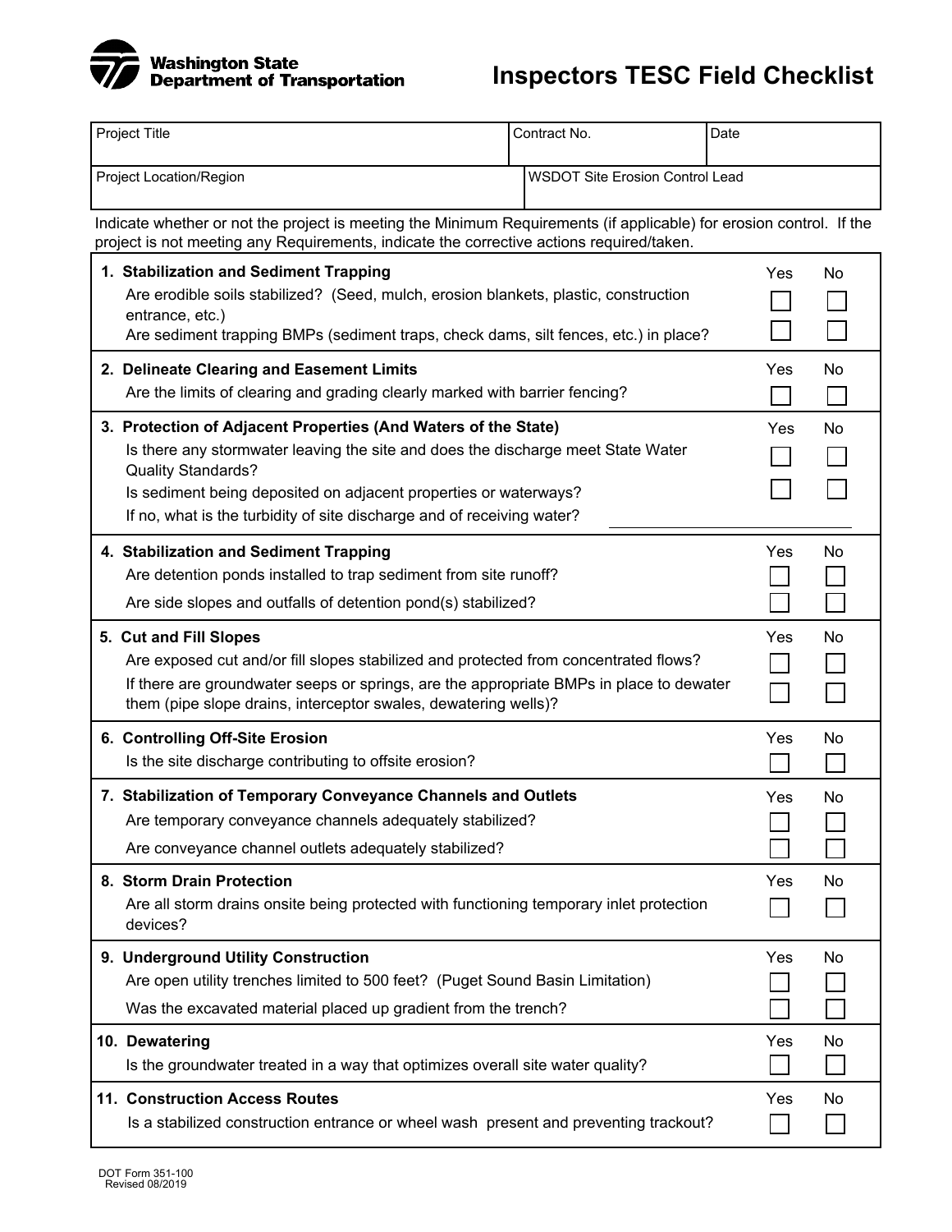**Washington State Department of Transportation**

# Inspectors TESC Field Checklist

| Project Title | Contract No. | Date |
|---|---|---|
| Project Location/Region | WSDOT Site Erosion Control Lead | |

Indicate whether or not the project is meeting the Minimum Requirements (if applicable) for erosion control. If the project is not meeting any Requirements, indicate the corrective actions required/taken.

| | Yes | No |
|---|---|---|
| **1. Stabilization and Sediment Trapping** | | |
| Are erodible soils stabilized? (Seed, mulch, erosion blankets, plastic, construction entrance, etc.) | ☐ | ☐ |
| Are sediment trapping BMPs (sediment traps, check dams, silt fences, etc.) in place? | ☐ | ☐ |
| **2. Delineate Clearing and Easement Limits** | | |
| Are the limits of clearing and grading clearly marked with barrier fencing? | ☐ | ☐ |
| **3. Protection of Adjacent Properties (And Waters of the State)** | | |
| Is there any stormwater leaving the site and does the discharge meet State Water Quality Standards? | ☐ | ☐ |
| Is sediment being deposited on adjacent properties or waterways? | ☐ | ☐ |
| If no, what is the turbidity of site discharge and of receiving water? ______________ | | |
| **4. Stabilization and Sediment Trapping** | | |
| Are detention ponds installed to trap sediment from site runoff? | ☐ | ☐ |
| Are side slopes and outfalls of detention pond(s) stabilized? | ☐ | ☐ |
| **5. Cut and Fill Slopes** | | |
| Are exposed cut and/or fill slopes stabilized and protected from concentrated flows? | ☐ | ☐ |
| If there are groundwater seeps or springs, are the appropriate BMPs in place to dewater them (pipe slope drains, interceptor swales, dewatering wells)? | ☐ | ☐ |
| **6. Controlling Off-Site Erosion** | | |
| Is the site discharge contributing to offsite erosion? | ☐ | ☐ |
| **7. Stabilization of Temporary Conveyance Channels and Outlets** | | |
| Are temporary conveyance channels adequately stabilized? | ☐ | ☐ |
| Are conveyance channel outlets adequately stabilized? | ☐ | ☐ |
| **8. Storm Drain Protection** | | |
| Are all storm drains onsite being protected with functioning temporary inlet protection devices? | ☐ | ☐ |
| **9. Underground Utility Construction** | | |
| Are open utility trenches limited to 500 feet? (Puget Sound Basin Limitation) | ☐ | ☐ |
| Was the excavated material placed up gradient from the trench? | ☐ | ☐ |
| **10. Dewatering** | | |
| Is the groundwater treated in a way that optimizes overall site water quality? | ☐ | ☐ |
| **11. Construction Access Routes** | | |
| Is a stabilized construction entrance or wheel wash present and preventing trackout? | ☐ | ☐ |

DOT Form 351-100
Revised 08/2019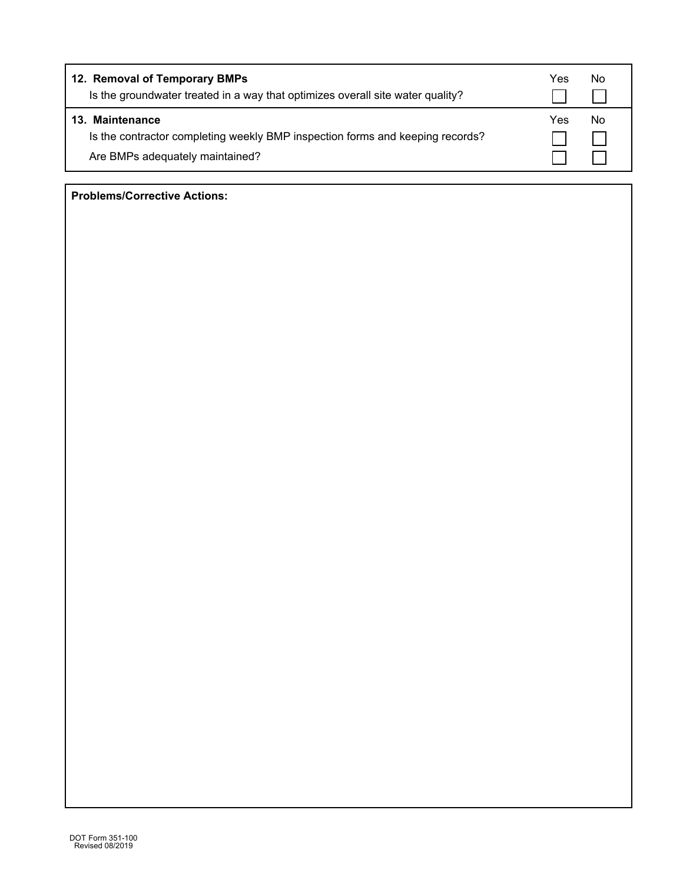| | Yes | No |
|---|---|---|
| **12. Removal of Temporary BMPs** | | |
| Is the groundwater treated in a way that optimizes overall site water quality? | ☐ | ☐ |
| **13. Maintenance** | | |
| Is the contractor completing weekly BMP inspection forms and keeping records? | ☐ | ☐ |
| Are BMPs adequately maintained? | ☐ | ☐ |

**Problems/Corrective Actions:**

DOT Form 351-100
Revised 08/2019